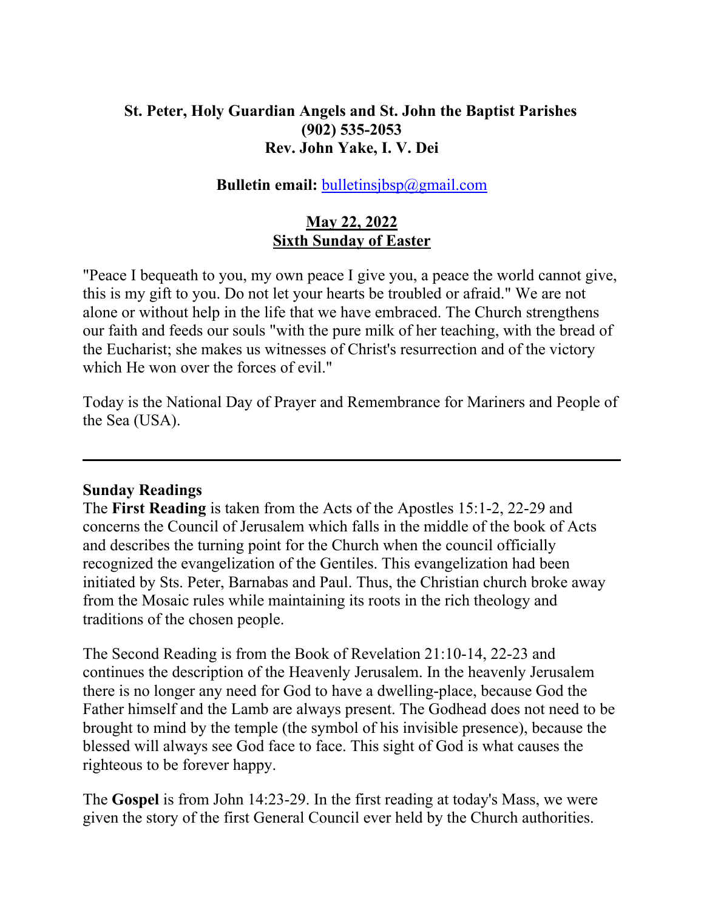**St. Peter, Holy Guardian Angels and St. John the Baptist Parishes**
**(902) 535-2053**
**Rev. John Yake, I. V. Dei**

**Bulletin email:** bulletinsjbsp@gmail.com

**May 22, 2022**
**Sixth Sunday of Easter**

"Peace I bequeath to you, my own peace I give you, a peace the world cannot give, this is my gift to you. Do not let your hearts be troubled or afraid." We are not alone or without help in the life that we have embraced. The Church strengthens our faith and feeds our souls "with the pure milk of her teaching, with the bread of the Eucharist; she makes us witnesses of Christ's resurrection and of the victory which He won over the forces of evil."

Today is the National Day of Prayer and Remembrance for Mariners and People of the Sea (USA).

---

**Sunday Readings**

The **First Reading** is taken from the Acts of the Apostles 15:1-2, 22-29 and concerns the Council of Jerusalem which falls in the middle of the book of Acts and describes the turning point for the Church when the council officially recognized the evangelization of the Gentiles. This evangelization had been initiated by Sts. Peter, Barnabas and Paul. Thus, the Christian church broke away from the Mosaic rules while maintaining its roots in the rich theology and traditions of the chosen people.

The Second Reading is from the Book of Revelation 21:10-14, 22-23 and continues the description of the Heavenly Jerusalem. In the heavenly Jerusalem there is no longer any need for God to have a dwelling-place, because God the Father himself and the Lamb are always present. The Godhead does not need to be brought to mind by the temple (the symbol of his invisible presence), because the blessed will always see God face to face. This sight of God is what causes the righteous to be forever happy.

The **Gospel** is from John 14:23-29. In the first reading at today's Mass, we were given the story of the first General Council ever held by the Church authorities.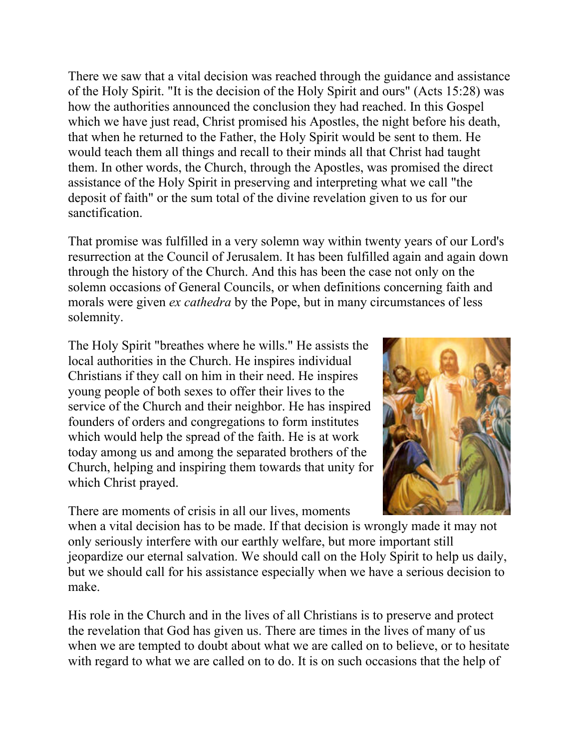There we saw that a vital decision was reached through the guidance and assistance of the Holy Spirit. "It is the decision of the Holy Spirit and ours" (Acts 15:28) was how the authorities announced the conclusion they had reached. In this Gospel which we have just read, Christ promised his Apostles, the night before his death, that when he returned to the Father, the Holy Spirit would be sent to them. He would teach them all things and recall to their minds all that Christ had taught them. In other words, the Church, through the Apostles, was promised the direct assistance of the Holy Spirit in preserving and interpreting what we call "the deposit of faith" or the sum total of the divine revelation given to us for our sanctification.

That promise was fulfilled in a very solemn way within twenty years of our Lord's resurrection at the Council of Jerusalem. It has been fulfilled again and again down through the history of the Church. And this has been the case not only on the solemn occasions of General Councils, or when definitions concerning faith and morals were given *ex cathedra* by the Pope, but in many circumstances of less solemnity.

The Holy Spirit "breathes where he wills." He assists the local authorities in the Church. He inspires individual Christians if they call on him in their need. He inspires young people of both sexes to offer their lives to the service of the Church and their neighbor. He has inspired founders of orders and congregations to form institutes which would help the spread of the faith. He is at work today among us and among the separated brothers of the Church, helping and inspiring them towards that unity for which Christ prayed.

There are moments of crisis in all our lives, moments when a vital decision has to be made. If that decision is wrongly made it may not only seriously interfere with our earthly welfare, but more important still jeopardize our eternal salvation. We should call on the Holy Spirit to help us daily, but we should call for his assistance especially when we have a serious decision to make.

His role in the Church and in the lives of all Christians is to preserve and protect the revelation that God has given us. There are times in the lives of many of us when we are tempted to doubt about what we are called on to believe, or to hesitate with regard to what we are called on to do. It is on such occasions that the help of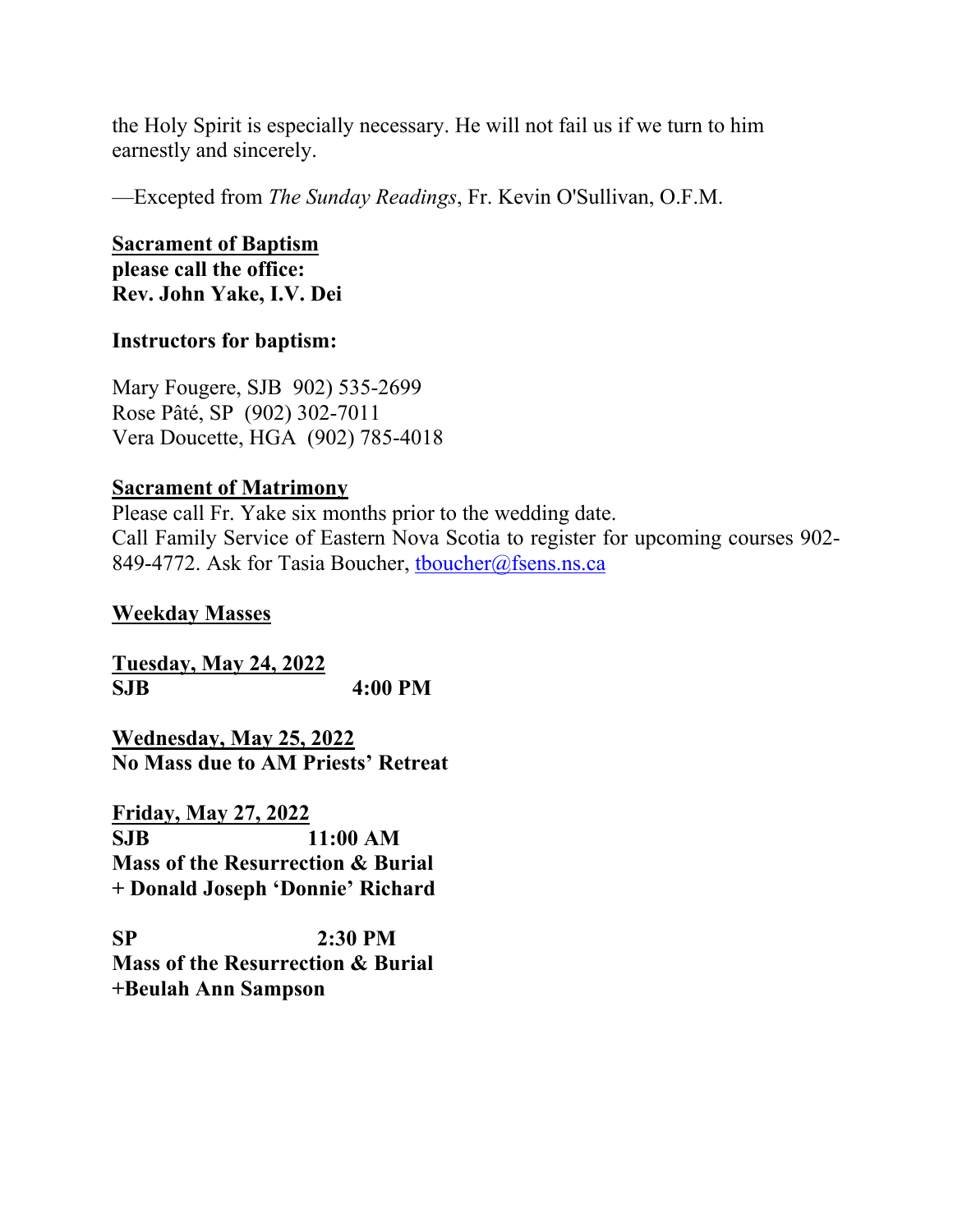the Holy Spirit is especially necessary. He will not fail us if we turn to him earnestly and sincerely.

—Excepted from *The Sunday Readings*, Fr. Kevin O'Sullivan, O.F.M.

**Sacrament of Baptism**
**please call the office:**
**Rev. John Yake, I.V. Dei**

**Instructors for baptism:**

Mary Fougere, SJB 902) 535-2699
Rose Pâté, SP (902) 302-7011
Vera Doucette, HGA (902) 785-4018

**Sacrament of Matrimony**

Please call Fr. Yake six months prior to the wedding date.
Call Family Service of Eastern Nova Scotia to register for upcoming courses 902-849-4772. Ask for Tasia Boucher, tboucher@fsens.ns.ca

**Weekday Masses**

**Tuesday, May 24, 2022**
**SJB 4:00 PM**

**Wednesday, May 25, 2022**
**No Mass due to AM Priests' Retreat**

**Friday, May 27, 2022**
**SJB 11:00 AM**
**Mass of the Resurrection & Burial**
**+ Donald Joseph 'Donnie' Richard**

**SP 2:30 PM**
**Mass of the Resurrection & Burial**
**+Beulah Ann Sampson**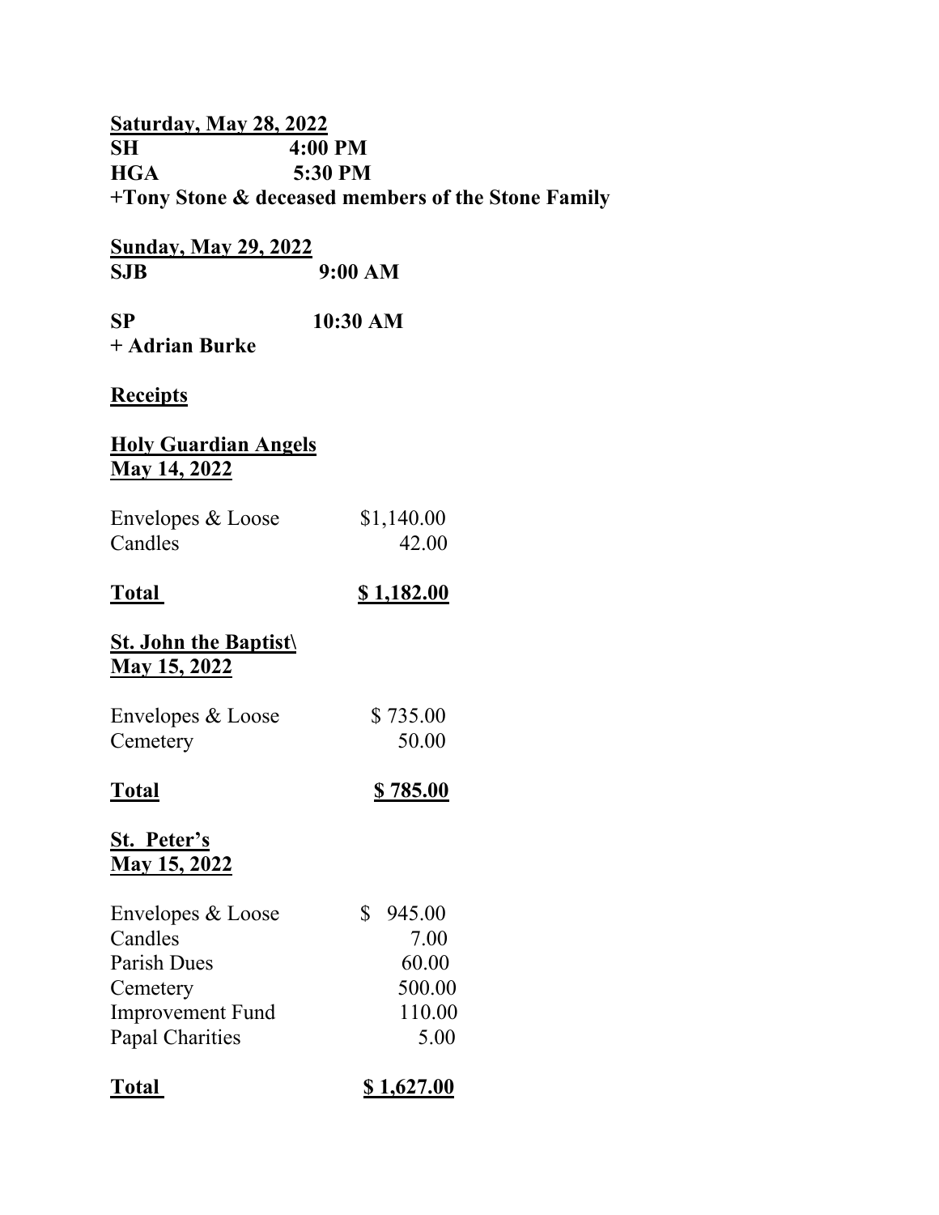**Saturday, May 28, 2022**
**SH 4:00 PM**
**HGA 5:30 PM**
**+Tony Stone & deceased members of the Stone Family**

**Sunday, May 29, 2022**
**SJB 9:00 AM**

**SP 10:30 AM**
**+ Adrian Burke**

**Receipts**

**Holy Guardian Angels**
**May 14, 2022**

| | |
|---|---|
| Envelopes & Loose | $1,140.00 |
| Candles | 42.00 |
| **Total** | **$ 1,182.00** |

**St. John the Baptist\**
**May 15, 2022**

| | |
|---|---|
| Envelopes & Loose | $ 735.00 |
| Cemetery | 50.00 |
| **Total** | **$ 785.00** |

**St. Peter's**
**May 15, 2022**

| | |
|---|---|
| Envelopes & Loose | $ 945.00 |
| Candles | 7.00 |
| Parish Dues | 60.00 |
| Cemetery | 500.00 |
| Improvement Fund | 110.00 |
| Papal Charities | 5.00 |
| **Total** | **$ 1,627.00** |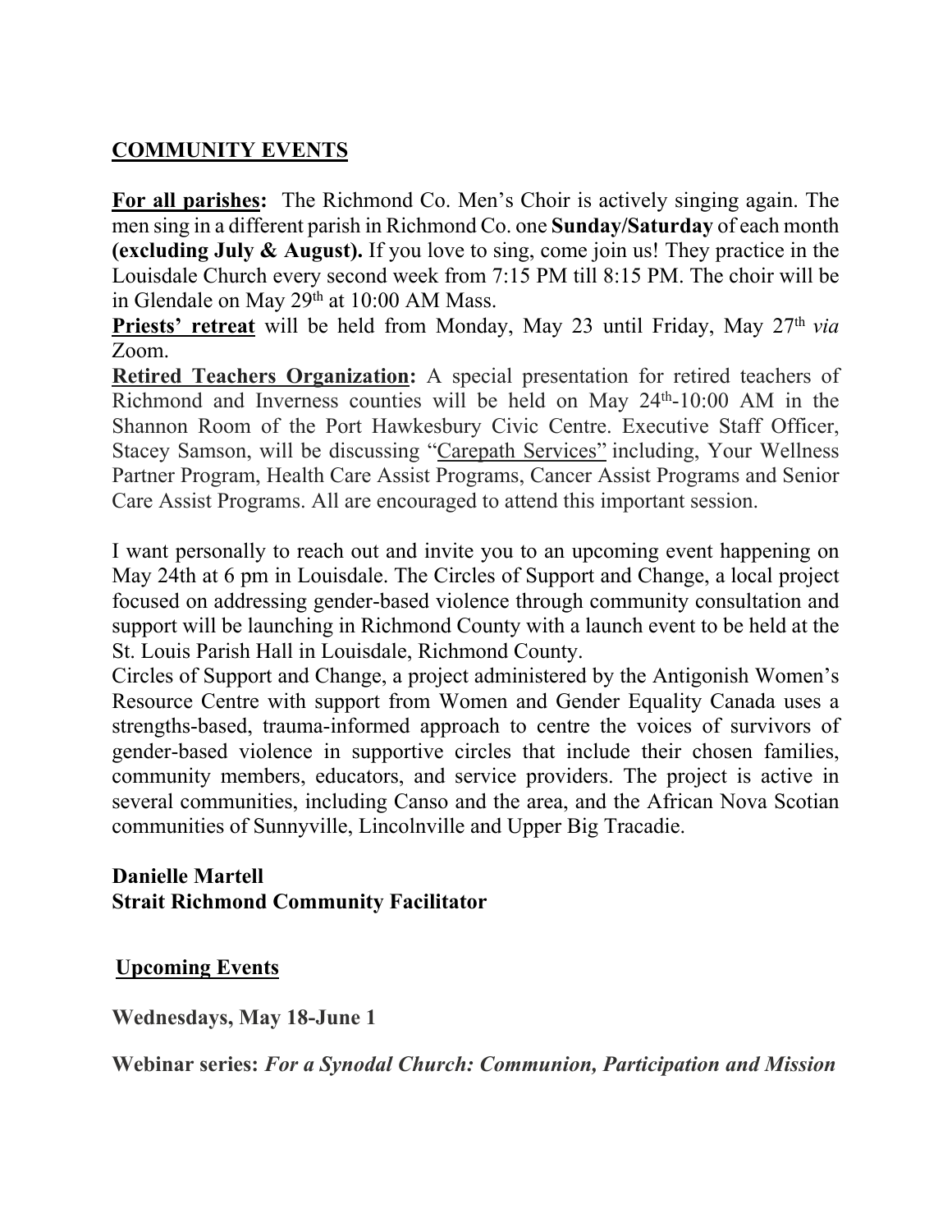**COMMUNITY EVENTS**

**For all parishes:** The Richmond Co. Men's Choir is actively singing again. The men sing in a different parish in Richmond Co. one **Sunday/Saturday** of each month **(excluding July & August).** If you love to sing, come join us! They practice in the Louisdale Church every second week from 7:15 PM till 8:15 PM. The choir will be in Glendale on May 29th at 10:00 AM Mass.

**Priests' retreat** will be held from Monday, May 23 until Friday, May 27th *via* Zoom.

**Retired Teachers Organization:** A special presentation for retired teachers of Richmond and Inverness counties will be held on May 24th-10:00 AM in the Shannon Room of the Port Hawkesbury Civic Centre. Executive Staff Officer, Stacey Samson, will be discussing "Carepath Services" including, Your Wellness Partner Program, Health Care Assist Programs, Cancer Assist Programs and Senior Care Assist Programs. All are encouraged to attend this important session.

I want personally to reach out and invite you to an upcoming event happening on May 24th at 6 pm in Louisdale. The Circles of Support and Change, a local project focused on addressing gender-based violence through community consultation and support will be launching in Richmond County with a launch event to be held at the St. Louis Parish Hall in Louisdale, Richmond County.

Circles of Support and Change, a project administered by the Antigonish Women's Resource Centre with support from Women and Gender Equality Canada uses a strengths-based, trauma-informed approach to centre the voices of survivors of gender-based violence in supportive circles that include their chosen families, community members, educators, and service providers. The project is active in several communities, including Canso and the area, and the African Nova Scotian communities of Sunnyville, Lincolnville and Upper Big Tracadie.

**Danielle Martell**
**Strait Richmond Community Facilitator**

**Upcoming Events**

**Wednesdays, May 18-June 1**

**Webinar series:** ***For a Synodal Church: Communion, Participation and Mission***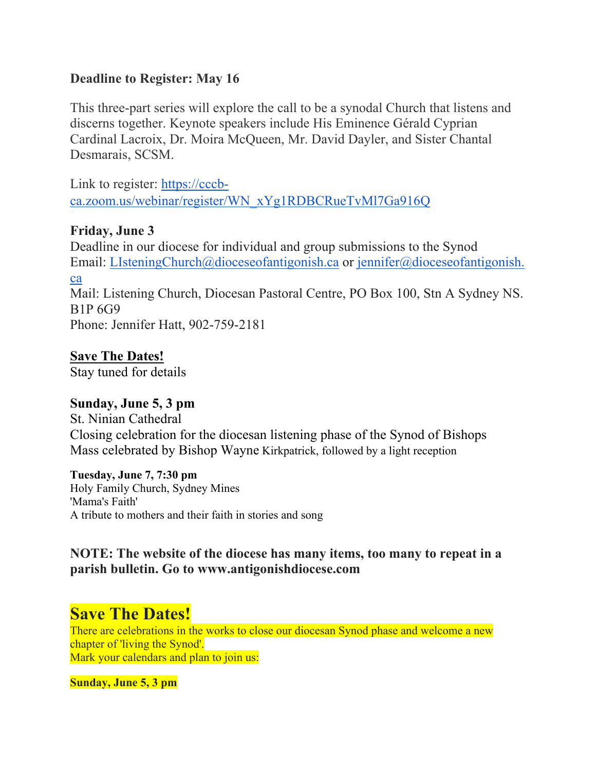**Deadline to Register: May 16**

This three-part series will explore the call to be a synodal Church that listens and discerns together. Keynote speakers include His Eminence Gérald Cyprian Cardinal Lacroix, Dr. Moira McQueen, Mr. David Dayler, and Sister Chantal Desmarais, SCSM.

Link to register: [https://cccb-ca.zoom.us/webinar/register/WN_xYg1RDBCRueTvMl7Ga916Q](https://cccb-ca.zoom.us/webinar/register/WN_xYg1RDBCRueTvMl7Ga916Q)

**Friday, June 3**
Deadline in our diocese for individual and group submissions to the Synod
Email: [LIsteningChurch@dioceseofantigonish.ca](mailto:LIsteningChurch@dioceseofantigonish.ca) or [jennifer@dioceseofantigonish.ca](mailto:jennifer@dioceseofantigonish.ca)
Mail: Listening Church, Diocesan Pastoral Centre, PO Box 100, Stn A Sydney NS. B1P 6G9
Phone: Jennifer Hatt, 902-759-2181

**Save The Dates!**
Stay tuned for details

**Sunday, June 5, 3 pm**
St. Ninian Cathedral
Closing celebration for the diocesan listening phase of the Synod of Bishops
Mass celebrated by Bishop Wayne Kirkpatrick, followed by a light reception

**Tuesday, June 7, 7:30 pm**
Holy Family Church, Sydney Mines
'Mama's Faith'
A tribute to mothers and their faith in stories and song

**NOTE: The website of the diocese has many items, too many to repeat in a parish bulletin. Go to www.antigonishdiocese.com**

## Save The Dates!

There are celebrations in the works to close our diocesan Synod phase and welcome a new chapter of 'living the Synod'.
Mark your calendars and plan to join us:

**Sunday, June 5, 3 pm**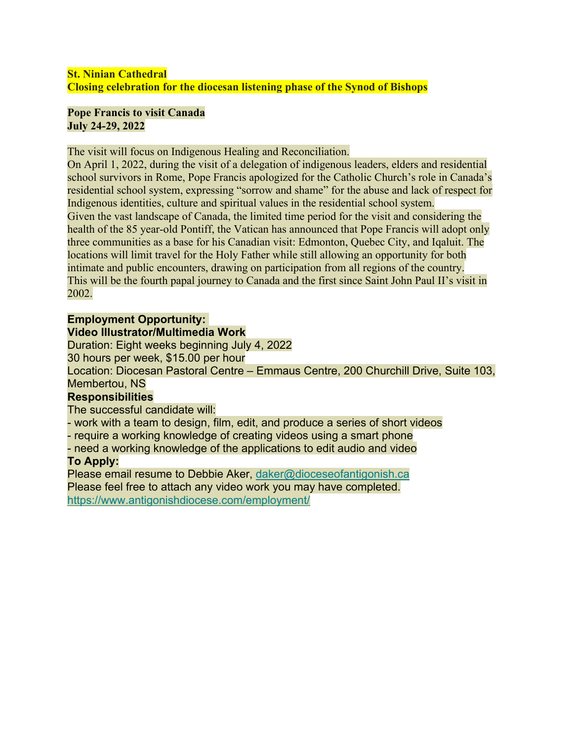**St. Ninian Cathedral**
**Closing celebration for the diocesan listening phase of the Synod of Bishops**

**Pope Francis to visit Canada**
**July 24-29, 2022**

The visit will focus on Indigenous Healing and Reconciliation.
On April 1, 2022, during the visit of a delegation of indigenous leaders, elders and residential school survivors in Rome, Pope Francis apologized for the Catholic Church's role in Canada's residential school system, expressing "sorrow and shame" for the abuse and lack of respect for Indigenous identities, culture and spiritual values in the residential school system.
Given the vast landscape of Canada, the limited time period for the visit and considering the health of the 85 year-old Pontiff, the Vatican has announced that Pope Francis will adopt only three communities as a base for his Canadian visit: Edmonton, Quebec City, and Iqaluit. The locations will limit travel for the Holy Father while still allowing an opportunity for both intimate and public encounters, drawing on participation from all regions of the country.
This will be the fourth papal journey to Canada and the first since Saint John Paul II's visit in 2002.

**Employment Opportunity:**
**Video Illustrator/Multimedia Work**
Duration: Eight weeks beginning July 4, 2022
30 hours per week, $15.00 per hour
Location: Diocesan Pastoral Centre – Emmaus Centre, 200 Churchill Drive, Suite 103, Membertou, NS
**Responsibilities**
The successful candidate will:
- work with a team to design, film, edit, and produce a series of short videos
- require a working knowledge of creating videos using a smart phone
- need a working knowledge of the applications to edit audio and video

**To Apply:**
Please email resume to Debbie Aker, daker@dioceseofantigonish.ca
Please feel free to attach any video work you may have completed.
https://www.antigonishdiocese.com/employment/